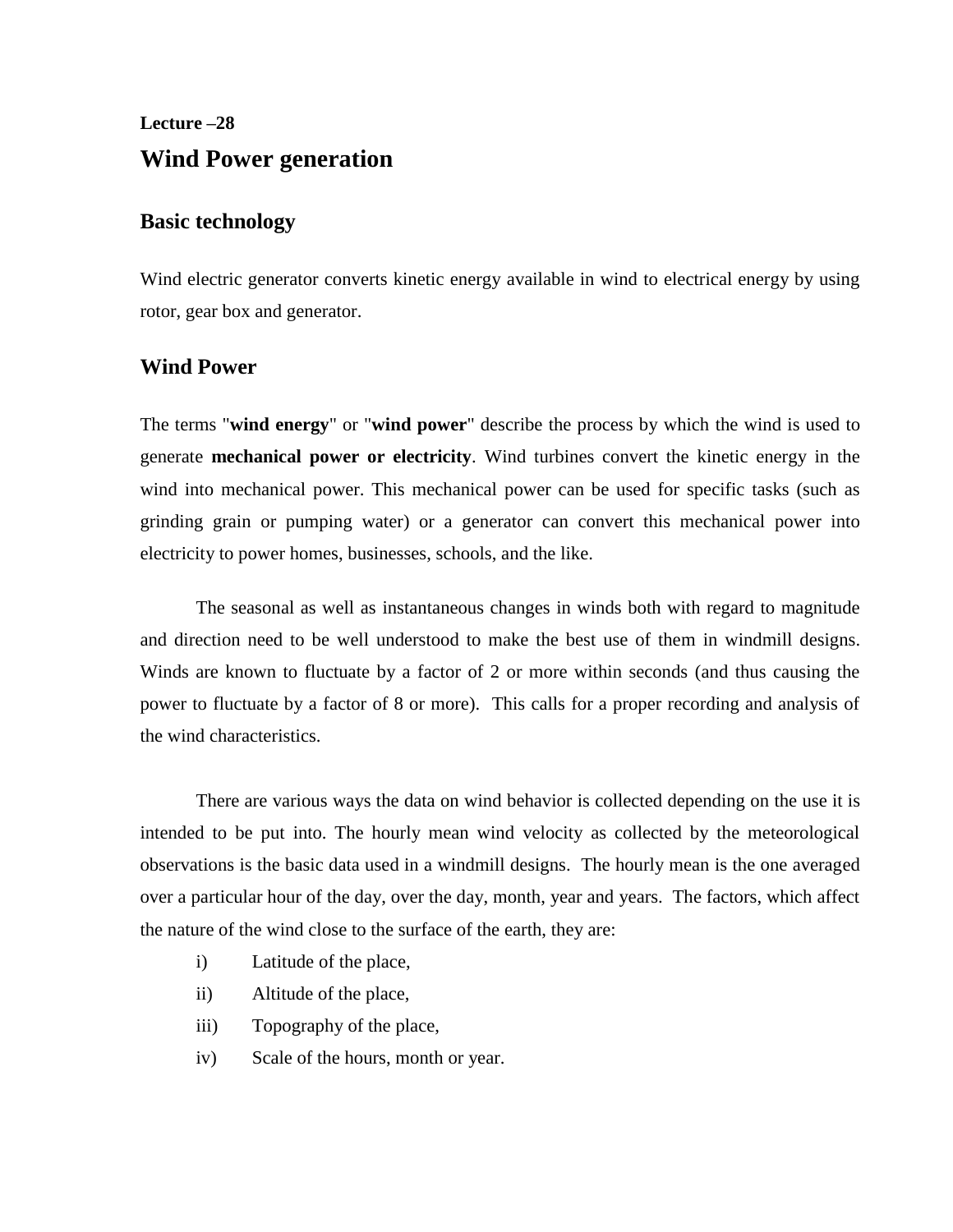**Lecture –28**

# Wind Power generation

## Basic technology

Wind electric generator converts kinetic energy available in wind to electrical energy by using rotor, gear box and generator.

## Wind Power

The terms "**wind energy**" or "**wind power**" describe the process by which the wind is used to generate **mechanical power or electricity**. Wind turbines convert the kinetic energy in the wind into mechanical power. This mechanical power can be used for specific tasks (such as grinding grain or pumping water) or a generator can convert this mechanical power into electricity to power homes, businesses, schools, and the like.

The seasonal as well as instantaneous changes in winds both with regard to magnitude and direction need to be well understood to make the best use of them in windmill designs. Winds are known to fluctuate by a factor of 2 or more within seconds (and thus causing the power to fluctuate by a factor of 8 or more). This calls for a proper recording and analysis of the wind characteristics.

There are various ways the data on wind behavior is collected depending on the use it is intended to be put into. The hourly mean wind velocity as collected by the meteorological observations is the basic data used in a windmill designs. The hourly mean is the one averaged over a particular hour of the day, over the day, month, year and years. The factors, which affect the nature of the wind close to the surface of the earth, they are:

i) Latitude of the place,

ii) Altitude of the place,

iii) Topography of the place,

iv) Scale of the hours, month or year.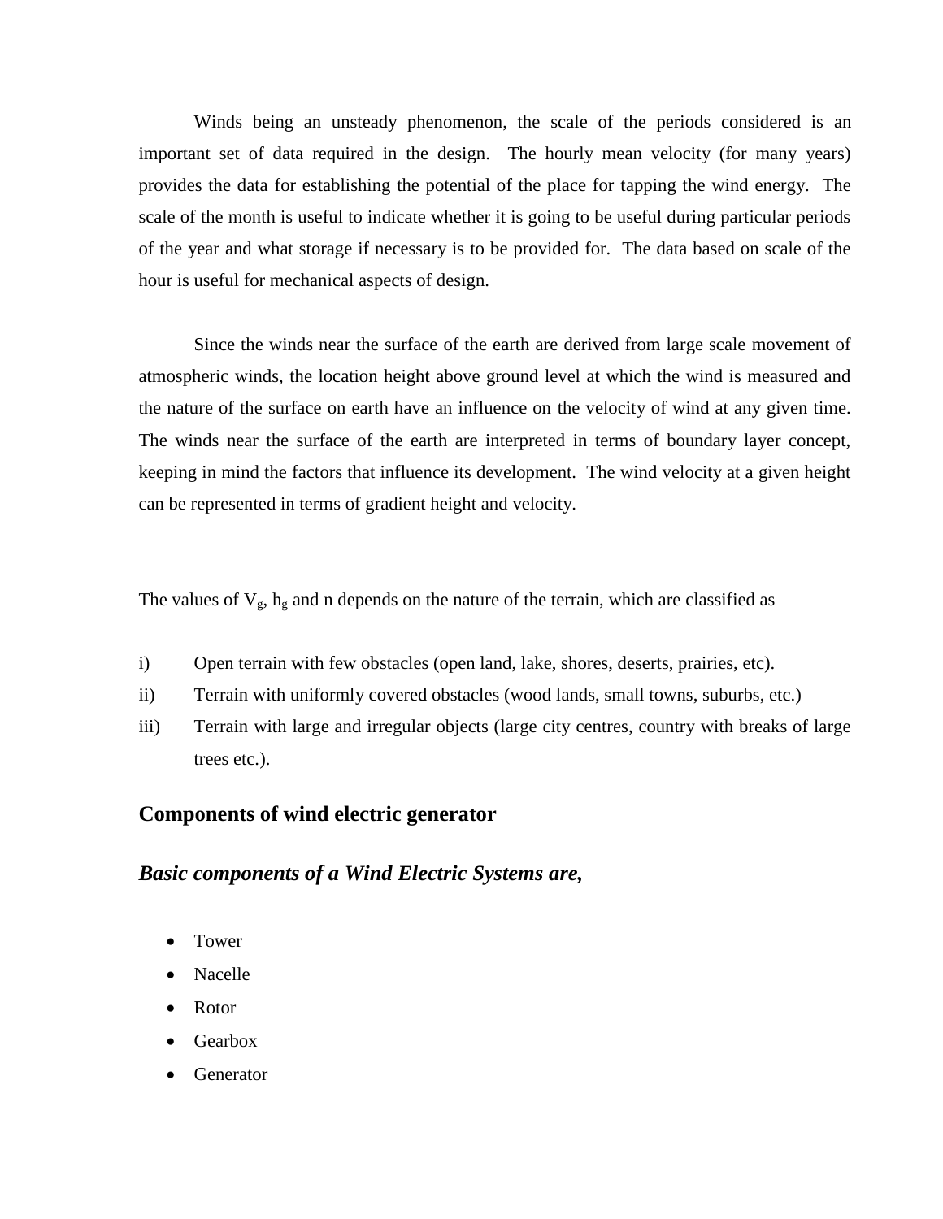Winds being an unsteady phenomenon, the scale of the periods considered is an important set of data required in the design. The hourly mean velocity (for many years) provides the data for establishing the potential of the place for tapping the wind energy. The scale of the month is useful to indicate whether it is going to be useful during particular periods of the year and what storage if necessary is to be provided for. The data based on scale of the hour is useful for mechanical aspects of design.

Since the winds near the surface of the earth are derived from large scale movement of atmospheric winds, the location height above ground level at which the wind is measured and the nature of the surface on earth have an influence on the velocity of wind at any given time. The winds near the surface of the earth are interpreted in terms of boundary layer concept, keeping in mind the factors that influence its development. The wind velocity at a given height can be represented in terms of gradient height and velocity.

The values of $V_g$, $h_g$ and n depends on the nature of the terrain, which are classified as

i) Open terrain with few obstacles (open land, lake, shores, deserts, prairies, etc).

ii) Terrain with uniformly covered obstacles (wood lands, small towns, suburbs, etc.)

iii) Terrain with large and irregular objects (large city centres, country with breaks of large trees etc.).

## Components of wind electric generator

### *Basic components of a Wind Electric Systems are,*

- Tower
- Nacelle
- Rotor
- Gearbox
- Generator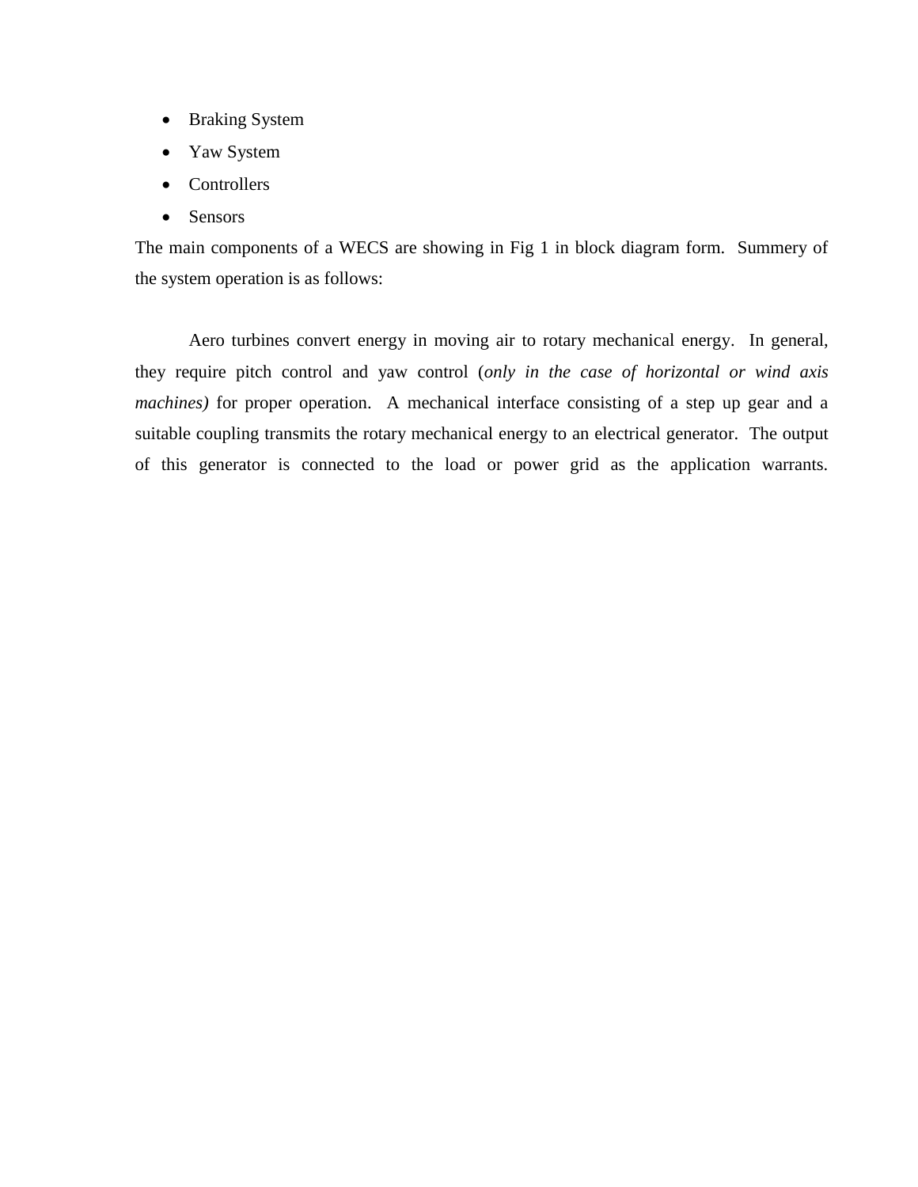- Braking System
- Yaw System
- Controllers
- Sensors

The main components of a WECS are showing in Fig 1 in block diagram form. Summery of the system operation is as follows:

Aero turbines convert energy in moving air to rotary mechanical energy. In general, they require pitch control and yaw control (*only in the case of horizontal or wind axis machines)* for proper operation. A mechanical interface consisting of a step up gear and a suitable coupling transmits the rotary mechanical energy to an electrical generator. The output of this generator is connected to the load or power grid as the application warrants.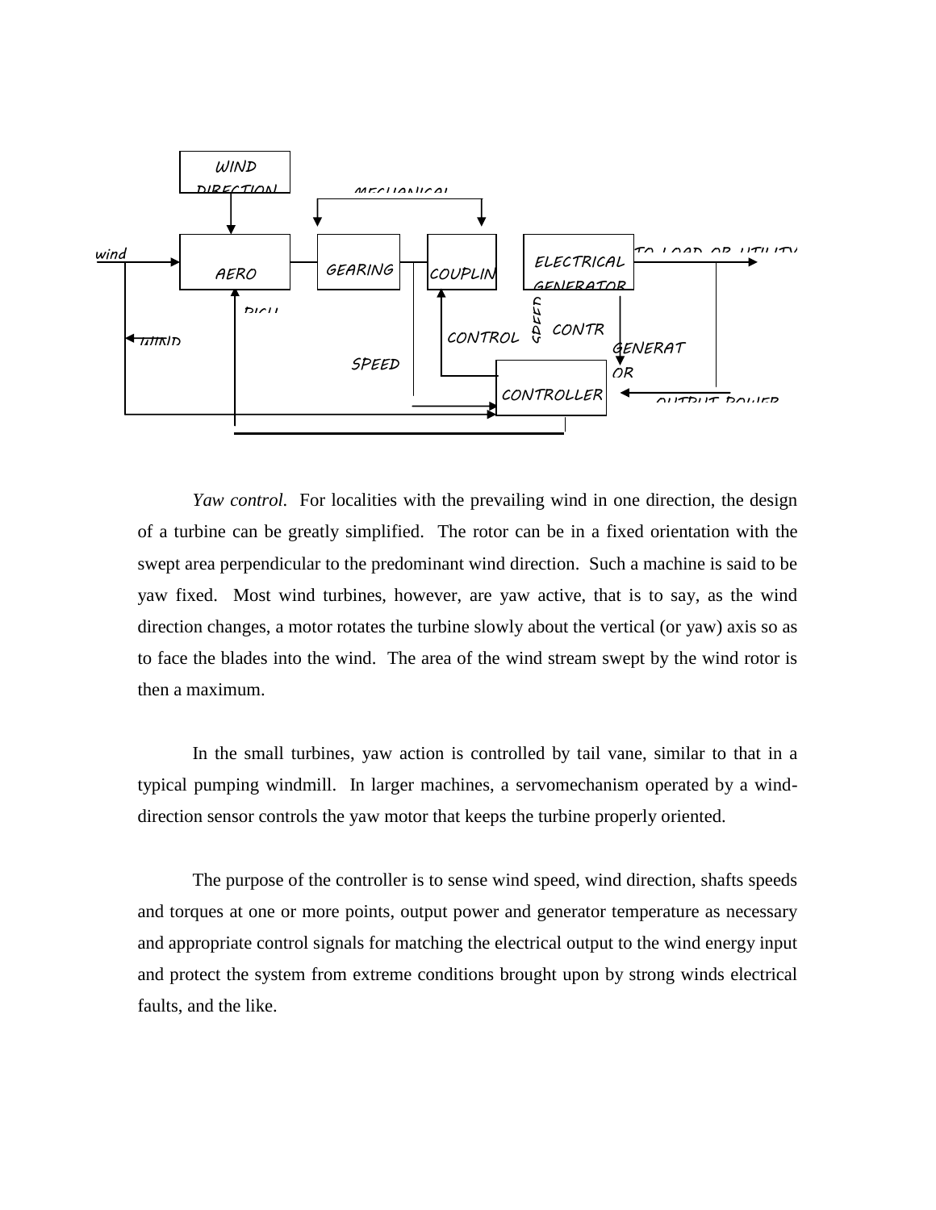*Yaw control.* For localities with the prevailing wind in one direction, the design of a turbine can be greatly simplified. The rotor can be in a fixed orientation with the swept area perpendicular to the predominant wind direction. Such a machine is said to be yaw fixed. Most wind turbines, however, are yaw active, that is to say, as the wind direction changes, a motor rotates the turbine slowly about the vertical (or yaw) axis so as to face the blades into the wind. The area of the wind stream swept by the wind rotor is then a maximum.

In the small turbines, yaw action is controlled by tail vane, similar to that in a typical pumping windmill. In larger machines, a servomechanism operated by a wind-direction sensor controls the yaw motor that keeps the turbine properly oriented.

The purpose of the controller is to sense wind speed, wind direction, shafts speeds and torques at one or more points, output power and generator temperature as necessary and appropriate control signals for matching the electrical output to the wind energy input and protect the system from extreme conditions brought upon by strong winds electrical faults, and the like.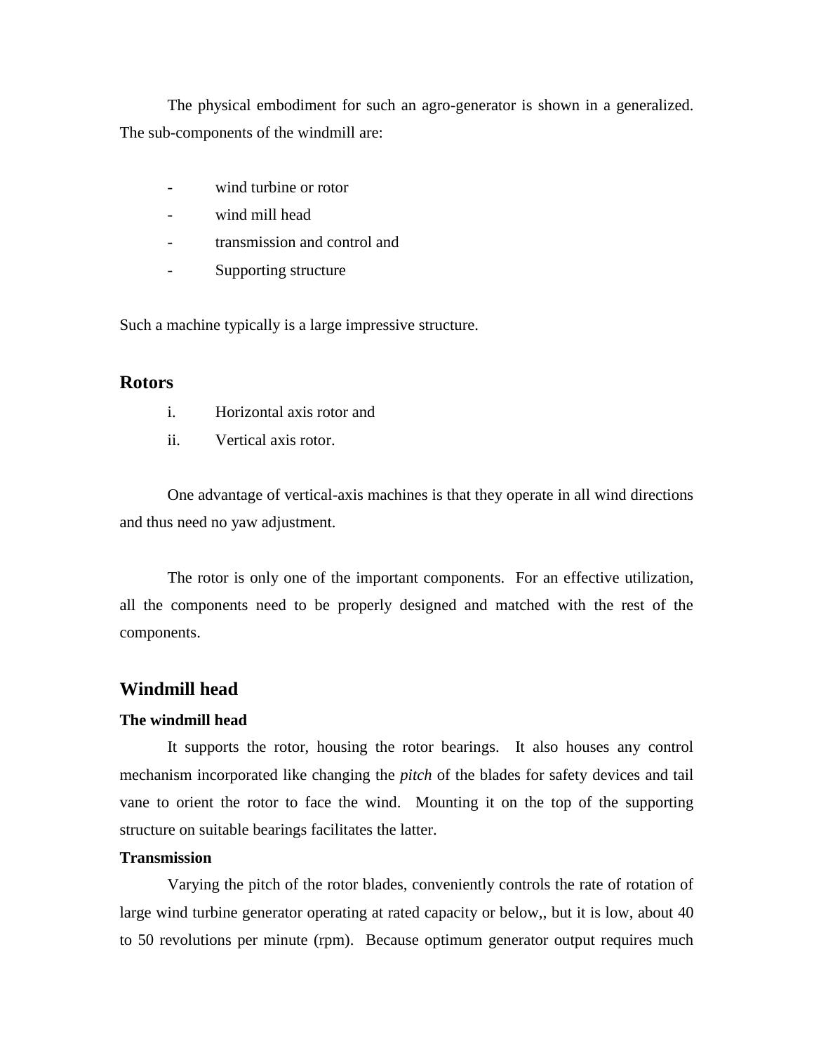The physical embodiment for such an agro-generator is shown in a generalized. The sub-components of the windmill are:

- wind turbine or rotor
- wind mill head
- transmission and control and
- Supporting structure

Such a machine typically is a large impressive structure.

## Rotors

i. Horizontal axis rotor and
ii. Vertical axis rotor.

One advantage of vertical-axis machines is that they operate in all wind directions and thus need no yaw adjustment.

The rotor is only one of the important components. For an effective utilization, all the components need to be properly designed and matched with the rest of the components.

## Windmill head

**The windmill head**

It supports the rotor, housing the rotor bearings. It also houses any control mechanism incorporated like changing the *pitch* of the blades for safety devices and tail vane to orient the rotor to face the wind. Mounting it on the top of the supporting structure on suitable bearings facilitates the latter.

**Transmission**

Varying the pitch of the rotor blades, conveniently controls the rate of rotation of large wind turbine generator operating at rated capacity or below,, but it is low, about 40 to 50 revolutions per minute (rpm). Because optimum generator output requires much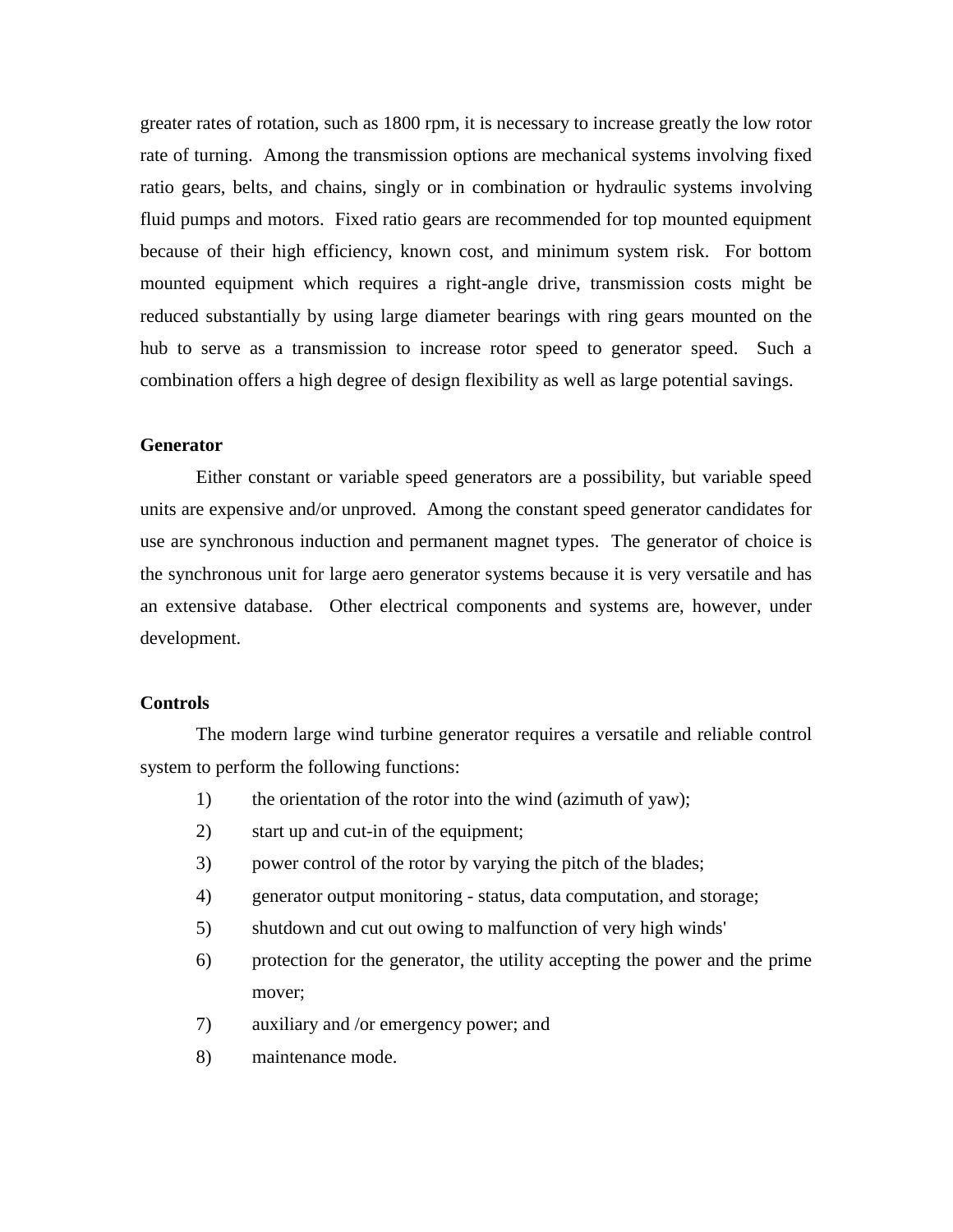greater rates of rotation, such as 1800 rpm, it is necessary to increase greatly the low rotor rate of turning. Among the transmission options are mechanical systems involving fixed ratio gears, belts, and chains, singly or in combination or hydraulic systems involving fluid pumps and motors. Fixed ratio gears are recommended for top mounted equipment because of their high efficiency, known cost, and minimum system risk. For bottom mounted equipment which requires a right-angle drive, transmission costs might be reduced substantially by using large diameter bearings with ring gears mounted on the hub to serve as a transmission to increase rotor speed to generator speed. Such a combination offers a high degree of design flexibility as well as large potential savings.

**Generator**

Either constant or variable speed generators are a possibility, but variable speed units are expensive and/or unproved. Among the constant speed generator candidates for use are synchronous induction and permanent magnet types. The generator of choice is the synchronous unit for large aero generator systems because it is very versatile and has an extensive database. Other electrical components and systems are, however, under development.

**Controls**

The modern large wind turbine generator requires a versatile and reliable control system to perform the following functions:

1) the orientation of the rotor into the wind (azimuth of yaw);
2) start up and cut-in of the equipment;
3) power control of the rotor by varying the pitch of the blades;
4) generator output monitoring - status, data computation, and storage;
5) shutdown and cut out owing to malfunction of very high winds'
6) protection for the generator, the utility accepting the power and the prime mover;
7) auxiliary and /or emergency power; and
8) maintenance mode.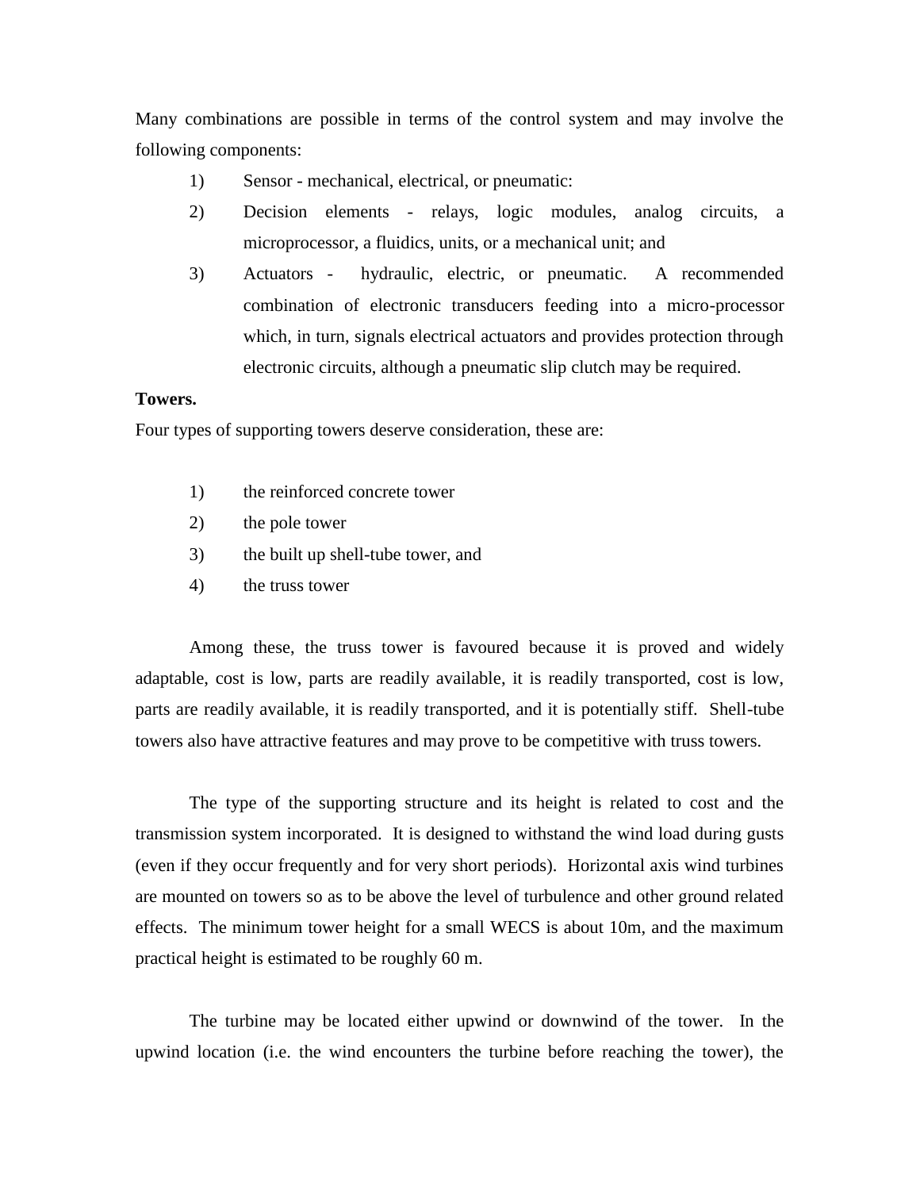Many combinations are possible in terms of the control system and may involve the following components:

1) Sensor - mechanical, electrical, or pneumatic:
2) Decision elements - relays, logic modules, analog circuits, a microprocessor, a fluidics, units, or a mechanical unit; and
3) Actuators - hydraulic, electric, or pneumatic. A recommended combination of electronic transducers feeding into a micro-processor which, in turn, signals electrical actuators and provides protection through electronic circuits, although a pneumatic slip clutch may be required.

**Towers.**

Four types of supporting towers deserve consideration, these are:

1) the reinforced concrete tower
2) the pole tower
3) the built up shell-tube tower, and
4) the truss tower

Among these, the truss tower is favoured because it is proved and widely adaptable, cost is low, parts are readily available, it is readily transported, cost is low, parts are readily available, it is readily transported, and it is potentially stiff. Shell-tube towers also have attractive features and may prove to be competitive with truss towers.

The type of the supporting structure and its height is related to cost and the transmission system incorporated. It is designed to withstand the wind load during gusts (even if they occur frequently and for very short periods). Horizontal axis wind turbines are mounted on towers so as to be above the level of turbulence and other ground related effects. The minimum tower height for a small WECS is about 10m, and the maximum practical height is estimated to be roughly 60 m.

The turbine may be located either upwind or downwind of the tower. In the upwind location (i.e. the wind encounters the turbine before reaching the tower), the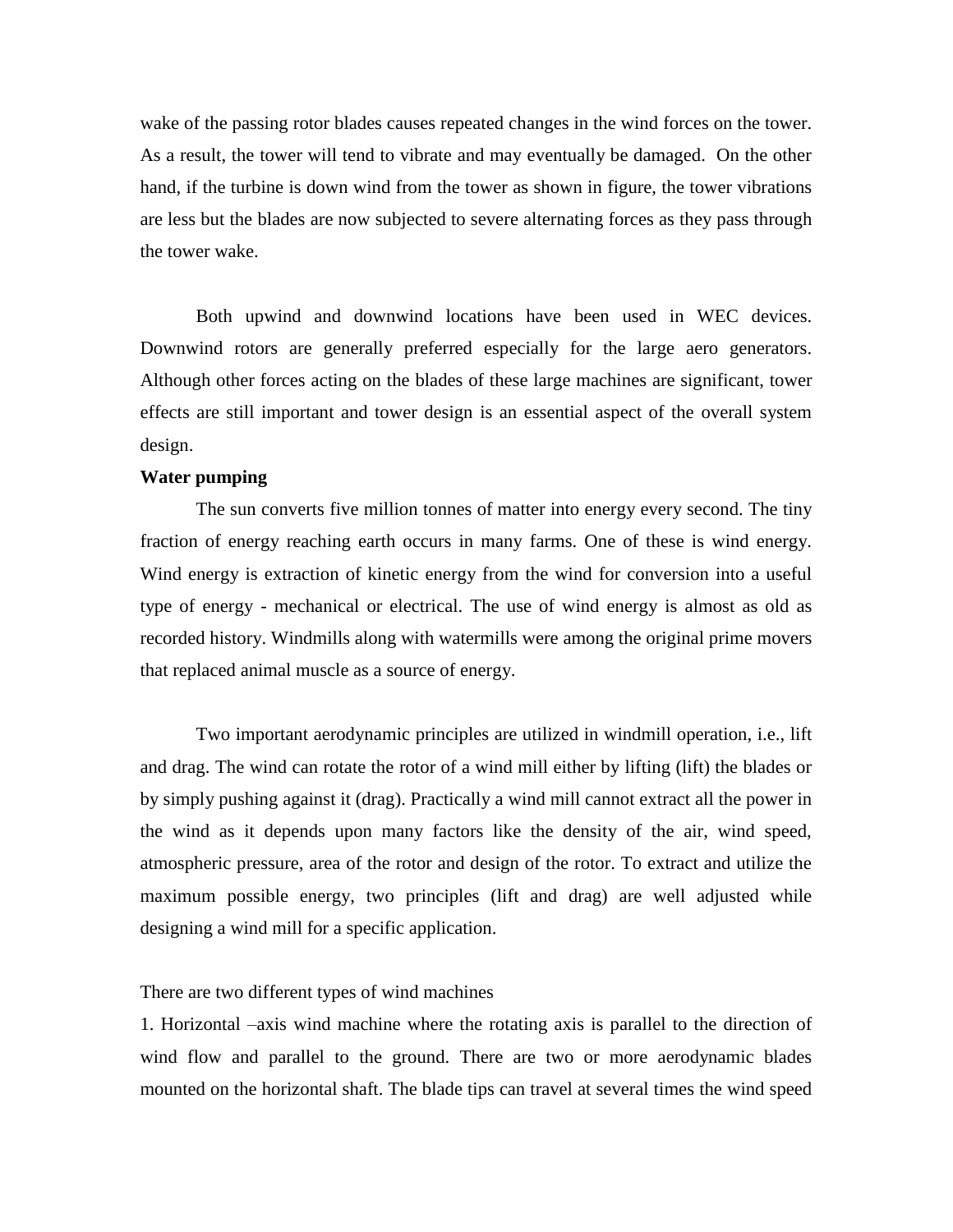wake of the passing rotor blades causes repeated changes in the wind forces on the tower. As a result, the tower will tend to vibrate and may eventually be damaged. On the other hand, if the turbine is down wind from the tower as shown in figure, the tower vibrations are less but the blades are now subjected to severe alternating forces as they pass through the tower wake.

Both upwind and downwind locations have been used in WEC devices. Downwind rotors are generally preferred especially for the large aero generators. Although other forces acting on the blades of these large machines are significant, tower effects are still important and tower design is an essential aspect of the overall system design.

**Water pumping**

The sun converts five million tonnes of matter into energy every second. The tiny fraction of energy reaching earth occurs in many farms. One of these is wind energy. Wind energy is extraction of kinetic energy from the wind for conversion into a useful type of energy - mechanical or electrical. The use of wind energy is almost as old as recorded history. Windmills along with watermills were among the original prime movers that replaced animal muscle as a source of energy.

Two important aerodynamic principles are utilized in windmill operation, i.e., lift and drag. The wind can rotate the rotor of a wind mill either by lifting (lift) the blades or by simply pushing against it (drag). Practically a wind mill cannot extract all the power in the wind as it depends upon many factors like the density of the air, wind speed, atmospheric pressure, area of the rotor and design of the rotor. To extract and utilize the maximum possible energy, two principles (lift and drag) are well adjusted while designing a wind mill for a specific application.

There are two different types of wind machines

1. Horizontal –axis wind machine where the rotating axis is parallel to the direction of wind flow and parallel to the ground. There are two or more aerodynamic blades mounted on the horizontal shaft. The blade tips can travel at several times the wind speed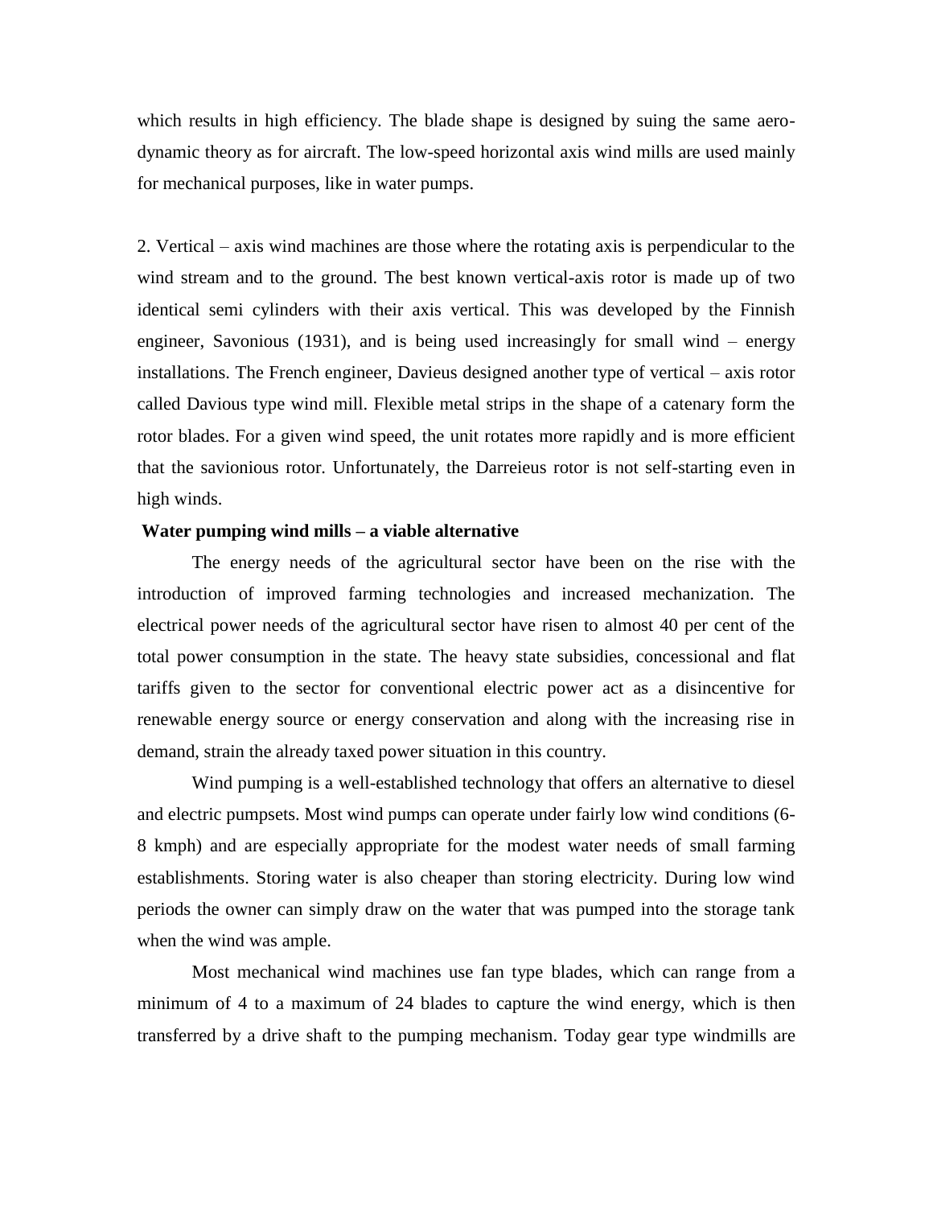which results in high efficiency. The blade shape is designed by suing the same aero-dynamic theory as for aircraft. The low-speed horizontal axis wind mills are used mainly for mechanical purposes, like in water pumps.

2. Vertical – axis wind machines are those where the rotating axis is perpendicular to the wind stream and to the ground. The best known vertical-axis rotor is made up of two identical semi cylinders with their axis vertical. This was developed by the Finnish engineer, Savonious (1931), and is being used increasingly for small wind – energy installations. The French engineer, Davieus designed another type of vertical – axis rotor called Davious type wind mill. Flexible metal strips in the shape of a catenary form the rotor blades. For a given wind speed, the unit rotates more rapidly and is more efficient that the savionious rotor. Unfortunately, the Darreieus rotor is not self-starting even in high winds.

**Water pumping wind mills – a viable alternative**

The energy needs of the agricultural sector have been on the rise with the introduction of improved farming technologies and increased mechanization. The electrical power needs of the agricultural sector have risen to almost 40 per cent of the total power consumption in the state. The heavy state subsidies, concessional and flat tariffs given to the sector for conventional electric power act as a disincentive for renewable energy source or energy conservation and along with the increasing rise in demand, strain the already taxed power situation in this country.

Wind pumping is a well-established technology that offers an alternative to diesel and electric pumpsets. Most wind pumps can operate under fairly low wind conditions (6-8 kmph) and are especially appropriate for the modest water needs of small farming establishments. Storing water is also cheaper than storing electricity. During low wind periods the owner can simply draw on the water that was pumped into the storage tank when the wind was ample.

Most mechanical wind machines use fan type blades, which can range from a minimum of 4 to a maximum of 24 blades to capture the wind energy, which is then transferred by a drive shaft to the pumping mechanism. Today gear type windmills are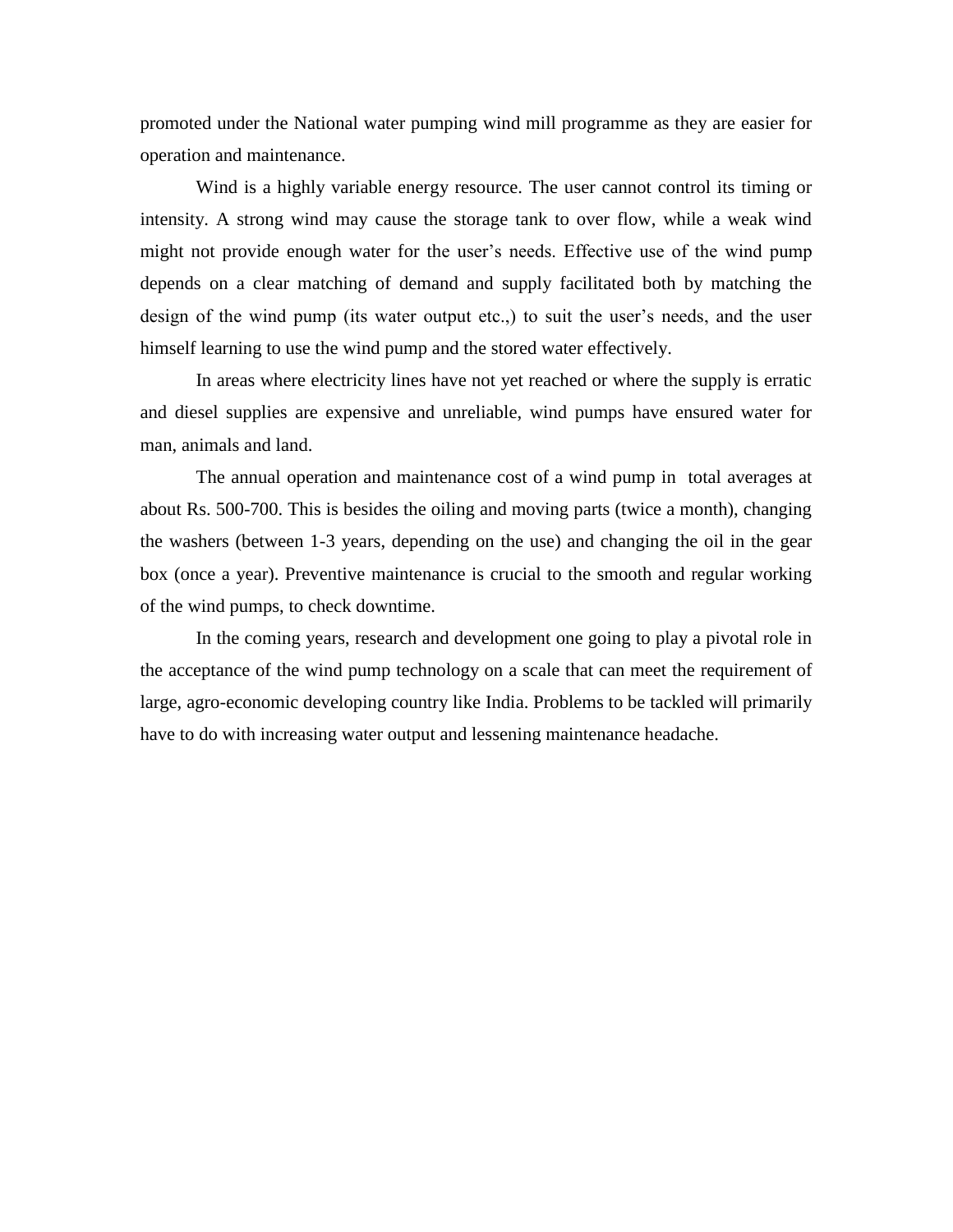promoted under the National water pumping wind mill programme as they are easier for operation and maintenance.

Wind is a highly variable energy resource. The user cannot control its timing or intensity. A strong wind may cause the storage tank to over flow, while a weak wind might not provide enough water for the user's needs. Effective use of the wind pump depends on a clear matching of demand and supply facilitated both by matching the design of the wind pump (its water output etc.,) to suit the user's needs, and the user himself learning to use the wind pump and the stored water effectively.

In areas where electricity lines have not yet reached or where the supply is erratic and diesel supplies are expensive and unreliable, wind pumps have ensured water for man, animals and land.

The annual operation and maintenance cost of a wind pump in total averages at about Rs. 500-700. This is besides the oiling and moving parts (twice a month), changing the washers (between 1-3 years, depending on the use) and changing the oil in the gear box (once a year). Preventive maintenance is crucial to the smooth and regular working of the wind pumps, to check downtime.

In the coming years, research and development one going to play a pivotal role in the acceptance of the wind pump technology on a scale that can meet the requirement of large, agro-economic developing country like India. Problems to be tackled will primarily have to do with increasing water output and lessening maintenance headache.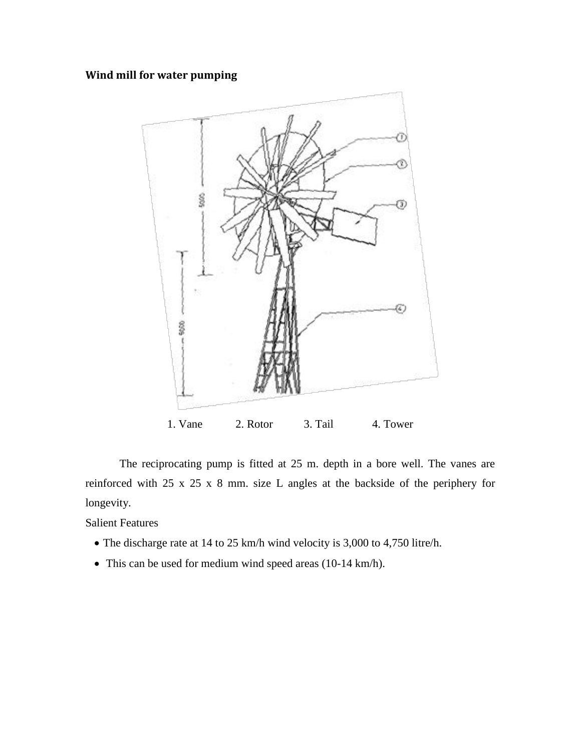**Wind mill for water pumping**

1. Vane   2. Rotor   3. Tail   4. Tower

The reciprocating pump is fitted at 25 m. depth in a bore well. The vanes are reinforced with 25 x 25 x 8 mm. size L angles at the backside of the periphery for longevity.

Salient Features

- The discharge rate at 14 to 25 km/h wind velocity is 3,000 to 4,750 litre/h.
- This can be used for medium wind speed areas (10-14 km/h).